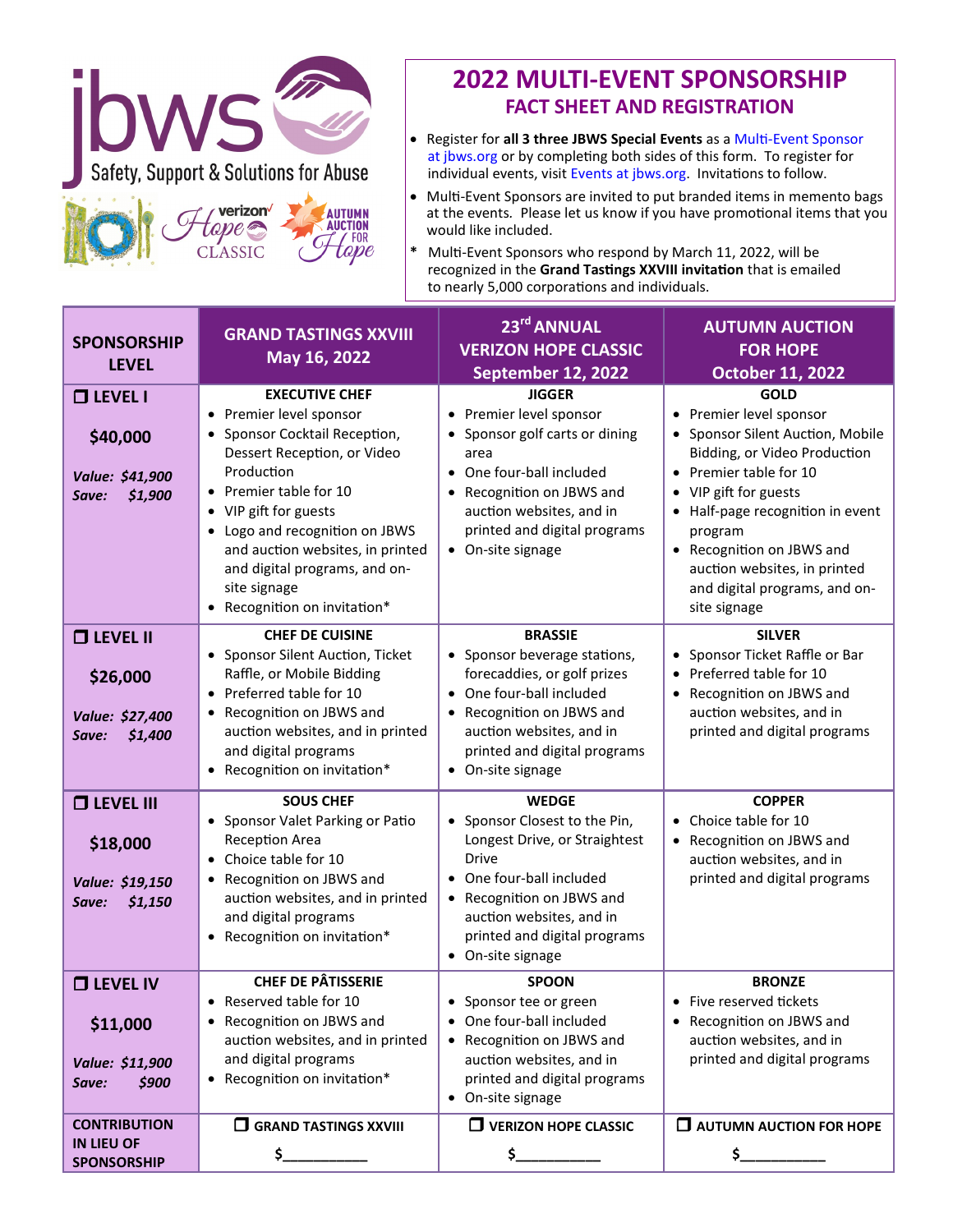jbws

Safety, Support & Solutions for Abuse

# 2022 MULTI-EVENT SPONSORSHIP

## FACT SHEET AND REGISTRATION

- Register for **all 3 three JBWS Special Events** as a Multi-Event Sponsor at jbws.org or by completing both sides of this form. To register for individual events, visit Events at jbws.org. Invitations to follow.
- Multi-Event Sponsors are invited to put branded items in memento bags at the events. Please let us know if you have promotional items that you would like included.

\* Multi-Event Sponsors who respond by March 11, 2022, will be recognized in the **Grand Tastings XXVIII invitation** that is emailed to nearly 5,000 corporations and individuals.

| SPONSORSHIP LEVEL | GRAND TASTINGS XXVIII May 16, 2022 | 23rd ANNUAL VERIZON HOPE CLASSIC September 12, 2022 | AUTUMN AUCTION FOR HOPE October 11, 2022 |
|---|---|---|---|
| ❒ **LEVEL I** <br> **$40,000** <br> *Value: $41,900* <br> *Save: $1,900* | **EXECUTIVE CHEF** <br> • Premier level sponsor <br> • Sponsor Cocktail Reception, Dessert Reception, or Video Production <br> • Premier table for 10 <br> • VIP gift for guests <br> • Logo and recognition on JBWS and auction websites, in printed and digital programs, and on-site signage <br> • Recognition on invitation* | **JIGGER** <br> • Premier level sponsor <br> • Sponsor golf carts or dining area <br> • One four-ball included <br> • Recognition on JBWS and auction websites, and in printed and digital programs <br> • On-site signage | **GOLD** <br> • Premier level sponsor <br> • Sponsor Silent Auction, Mobile Bidding, or Video Production <br> • Premier table for 10 <br> • VIP gift for guests <br> • Half-page recognition in event program <br> • Recognition on JBWS and auction websites, in printed and digital programs, and on-site signage |
| ❒ **LEVEL II** <br> **$26,000** <br> *Value: $27,400* <br> *Save: $1,400* | **CHEF DE CUISINE** <br> • Sponsor Silent Auction, Ticket Raffle, or Mobile Bidding <br> • Preferred table for 10 <br> • Recognition on JBWS and auction websites, and in printed and digital programs <br> • Recognition on invitation* | **BRASSIE** <br> • Sponsor beverage stations, forecaddies, or golf prizes <br> • One four-ball included <br> • Recognition on JBWS and auction websites, and in printed and digital programs <br> • On-site signage | **SILVER** <br> • Sponsor Ticket Raffle or Bar <br> • Preferred table for 10 <br> • Recognition on JBWS and auction websites, and in printed and digital programs |
| ❒ **LEVEL III** <br> **$18,000** <br> *Value: $19,150* <br> *Save: $1,150* | **SOUS CHEF** <br> • Sponsor Valet Parking or Patio Reception Area <br> • Choice table for 10 <br> • Recognition on JBWS and auction websites, and in printed and digital programs <br> • Recognition on invitation* | **WEDGE** <br> • Sponsor Closest to the Pin, Longest Drive, or Straightest Drive <br> • One four-ball included <br> • Recognition on JBWS and auction websites, and in printed and digital programs <br> • On-site signage | **COPPER** <br> • Choice table for 10 <br> • Recognition on JBWS and auction websites, and in printed and digital programs |
| ❒ **LEVEL IV** <br> **$11,000** <br> *Value: $11,900* <br> *Save: $900* | **CHEF DE PÂTISSERIE** <br> • Reserved table for 10 <br> • Recognition on JBWS and auction websites, and in printed and digital programs <br> • Recognition on invitation* | **SPOON** <br> • Sponsor tee or green <br> • One four-ball included <br> • Recognition on JBWS and auction websites, and in printed and digital programs <br> • On-site signage | **BRONZE** <br> • Five reserved tickets <br> • Recognition on JBWS and auction websites, and in printed and digital programs |
| **CONTRIBUTION IN LIEU OF SPONSORSHIP** | ❒ **GRAND TASTINGS XXVIII** <br> $__________ | ❒ **VERIZON HOPE CLASSIC** <br> $__________ | ❒ **AUTUMN AUCTION FOR HOPE** <br> $__________ |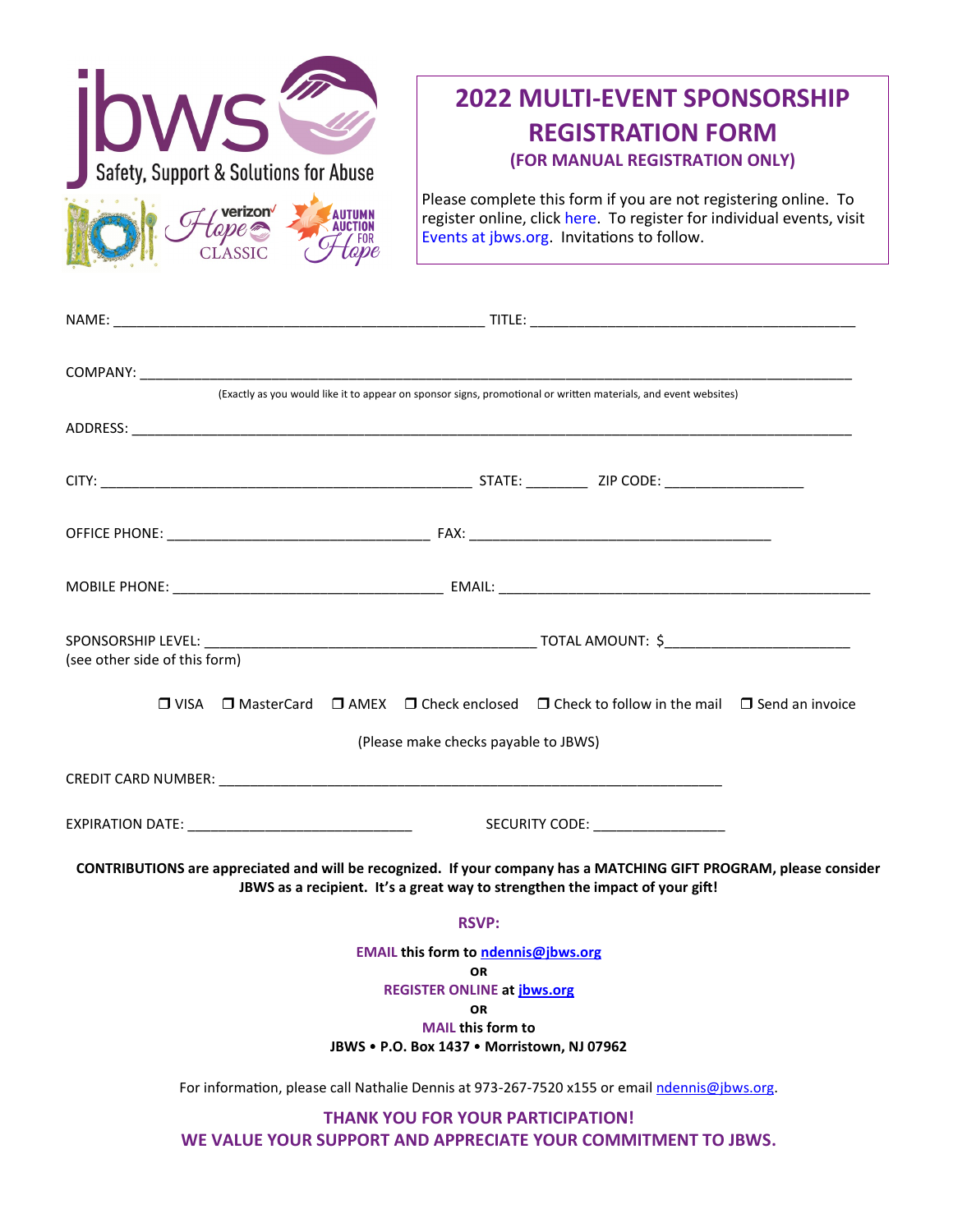jbws
Safety, Support & Solutions for Abuse

verizon Hope CLASSIC

AUTUMN AUCTION FOR Hope

# 2022 MULTI-EVENT SPONSORSHIP REGISTRATION FORM

**(FOR MANUAL REGISTRATION ONLY)**

Please complete this form if you are not registering online. To register online, click here. To register for individual events, visit Events at jbws.org. Invitations to follow.

NAME: ______________________________________________ TITLE: ________________________________________

COMPANY: ________________________________________________________________________________________

(Exactly as you would like it to appear on sponsor signs, promotional or written materials, and event websites)

ADDRESS: _________________________________________________________________________________________

CITY: ______________________________________________ STATE: ________ ZIP CODE: _________________

OFFICE PHONE: _________________________________ FAX: _____________________________________

MOBILE PHONE: _________________________________ EMAIL: _____________________________________________

SPONSORSHIP LEVEL: _________________________________________ TOTAL AMOUNT: $_______________________
(see other side of this form)

❒ VISA ❒ MasterCard ❒ AMEX ❒ Check enclosed ❒ Check to follow in the mail ❒ Send an invoice

(Please make checks payable to JBWS)

CREDIT CARD NUMBER: _____________________________________________________________

EXPIRATION DATE: ____________________________ SECURITY CODE: _________________

**CONTRIBUTIONS are appreciated and will be recognized. If your company has a MATCHING GIFT PROGRAM, please consider JBWS as a recipient. It's a great way to strengthen the impact of your gift!**

**RSVP:**

**EMAIL this form to ndennis@jbws.org**

**OR**

**REGISTER ONLINE at jbws.org**

**OR**

**MAIL this form to**

**JBWS • P.O. Box 1437 • Morristown, NJ 07962**

For information, please call Nathalie Dennis at 973-267-7520 x155 or email ndennis@jbws.org.

**THANK YOU FOR YOUR PARTICIPATION!**
**WE VALUE YOUR SUPPORT AND APPRECIATE YOUR COMMITMENT TO JBWS.**